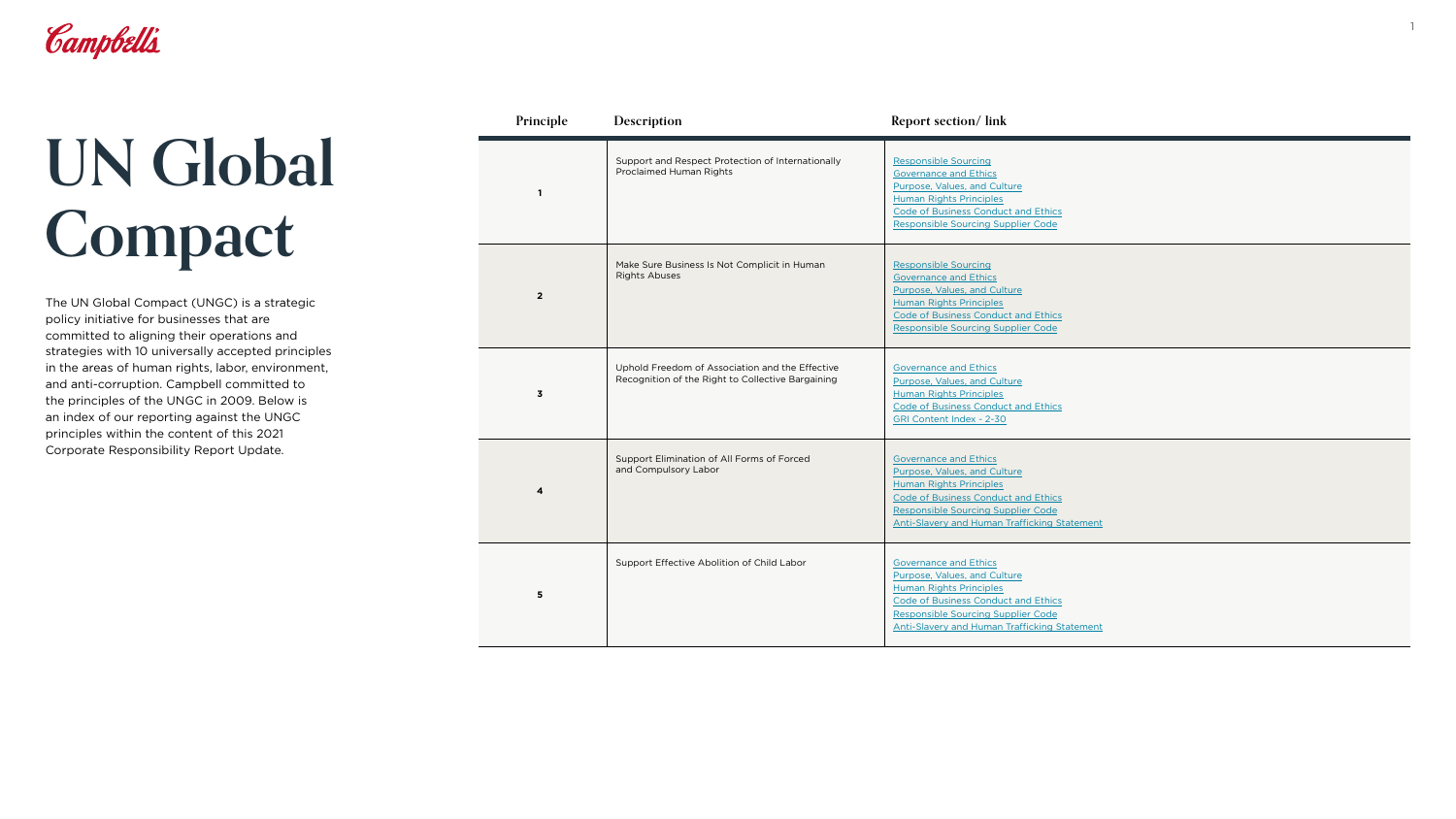Campbell's

# UN Global Compact

The UN Global Compact (UNGC) is a strategic policy initiative for businesses that are committed to aligning their operations and strategies with 10 universally accepted principles in the areas of human rights, labor, environment, and anti-corruption. Campbell committed to the principles of the UNGC in 2009. Below is an index of our reporting against the UNGC principles within the content of this 2021 Corporate Responsibility Report Update.

| Principle | Description | Report section/ link |
|---|---|---|
| **1** | Support and Respect Protection of Internationally Proclaimed Human Rights | Responsible Sourcing<br>Governance and Ethics<br>Purpose, Values, and Culture<br>Human Rights Principles<br>Code of Business Conduct and Ethics<br>Responsible Sourcing Supplier Code |
| **2** | Make Sure Business Is Not Complicit in Human Rights Abuses | Responsible Sourcing<br>Governance and Ethics<br>Purpose, Values, and Culture<br>Human Rights Principles<br>Code of Business Conduct and Ethics<br>Responsible Sourcing Supplier Code |
| **3** | Uphold Freedom of Association and the Effective Recognition of the Right to Collective Bargaining | Governance and Ethics<br>Purpose, Values, and Culture<br>Human Rights Principles<br>Code of Business Conduct and Ethics<br>GRI Content Index - 2-30 |
| **4** | Support Elimination of All Forms of Forced and Compulsory Labor | Governance and Ethics<br>Purpose, Values, and Culture<br>Human Rights Principles<br>Code of Business Conduct and Ethics<br>Responsible Sourcing Supplier Code<br>Anti-Slavery and Human Trafficking Statement |
| **5** | Support Effective Abolition of Child Labor | Governance and Ethics<br>Purpose, Values, and Culture<br>Human Rights Principles<br>Code of Business Conduct and Ethics<br>Responsible Sourcing Supplier Code<br>Anti-Slavery and Human Trafficking Statement |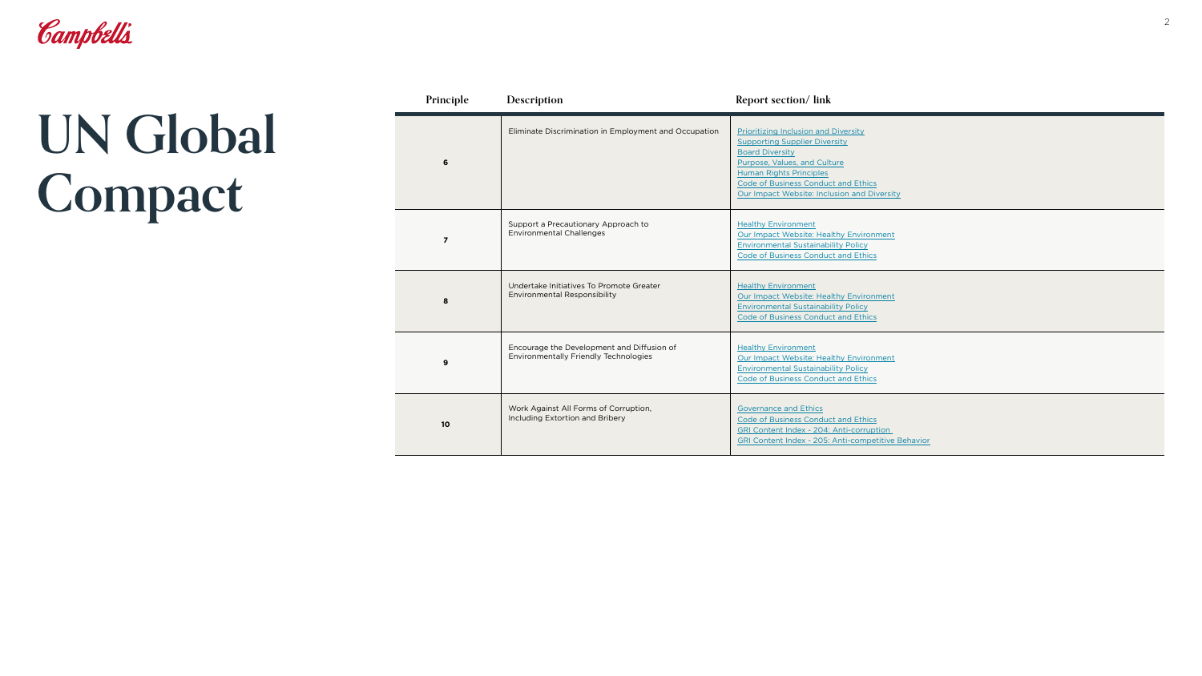# UN Global Compact

| Principle | Description | Report section/ link |
|---|---|---|
| **6** | Eliminate Discrimination in Employment and Occupation | Prioritizing Inclusion and Diversity<br>Supporting Supplier Diversity<br>Board Diversity<br>Purpose, Values, and Culture<br>Human Rights Principles<br>Code of Business Conduct and Ethics<br>Our Impact Website: Inclusion and Diversity |
| **7** | Support a Precautionary Approach to Environmental Challenges | Healthy Environment<br>Our Impact Website: Healthy Environment<br>Environmental Sustainability Policy<br>Code of Business Conduct and Ethics |
| **8** | Undertake Initiatives To Promote Greater Environmental Responsibility | Healthy Environment<br>Our Impact Website: Healthy Environment<br>Environmental Sustainability Policy<br>Code of Business Conduct and Ethics |
| **9** | Encourage the Development and Diffusion of Environmentally Friendly Technologies | Healthy Environment<br>Our Impact Website: Healthy Environment<br>Environmental Sustainability Policy<br>Code of Business Conduct and Ethics |
| **10** | Work Against All Forms of Corruption, Including Extortion and Bribery | Governance and Ethics<br>Code of Business Conduct and Ethics<br>GRI Content Index - 204: Anti-corruption<br>GRI Content Index - 205: Anti-competitive Behavior |